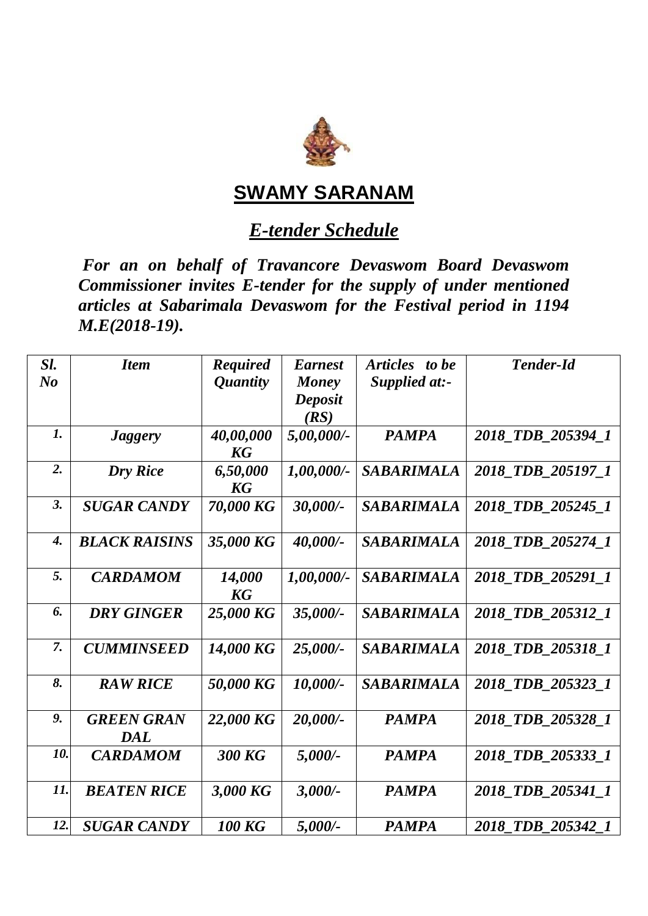## SWAMY SARANAM

### *E-tender Schedule*

***For an on behalf of Travancore Devaswom Board Devaswom Commissioner invites E-tender for the supply of under mentioned articles at Sabarimala Devaswom for the Festival period in 1194 M.E(2018-19).***

| *Sl. No* | *Item* | *Required Quantity* | *Earnest Money Deposit (RS)* | *Articles to be Supplied at:-* | *Tender-Id* |
|---|---|---|---|---|---|
| *1.* | *Jaggery* | *40,00,000 KG* | *5,00,000/-* | *PAMPA* | *2018_TDB_205394_1* |
| *2.* | *Dry Rice* | *6,50,000 KG* | *1,00,000/-* | *SABARIMALA* | *2018_TDB_205197_1* |
| *3.* | *SUGAR CANDY* | *70,000 KG* | *30,000/-* | *SABARIMALA* | *2018_TDB_205245_1* |
| *4.* | *BLACK RAISINS* | *35,000 KG* | *40,000/-* | *SABARIMALA* | *2018_TDB_205274_1* |
| *5.* | *CARDAMOM* | *14,000 KG* | *1,00,000/-* | *SABARIMALA* | *2018_TDB_205291_1* |
| *6.* | *DRY GINGER* | *25,000 KG* | *35,000/-* | *SABARIMALA* | *2018_TDB_205312_1* |
| *7.* | *CUMMINSEED* | *14,000 KG* | *25,000/-* | *SABARIMALA* | *2018_TDB_205318_1* |
| *8.* | *RAW RICE* | *50,000 KG* | *10,000/-* | *SABARIMALA* | *2018_TDB_205323_1* |
| *9.* | *GREEN GRAN DAL* | *22,000 KG* | *20,000/-* | *PAMPA* | *2018_TDB_205328_1* |
| *10.* | *CARDAMOM* | *300 KG* | *5,000/-* | *PAMPA* | *2018_TDB_205333_1* |
| *11.* | *BEATEN RICE* | *3,000 KG* | *3,000/-* | *PAMPA* | *2018_TDB_205341_1* |
| *12.* | *SUGAR CANDY* | *100 KG* | *5,000/-* | *PAMPA* | *2018_TDB_205342_1* |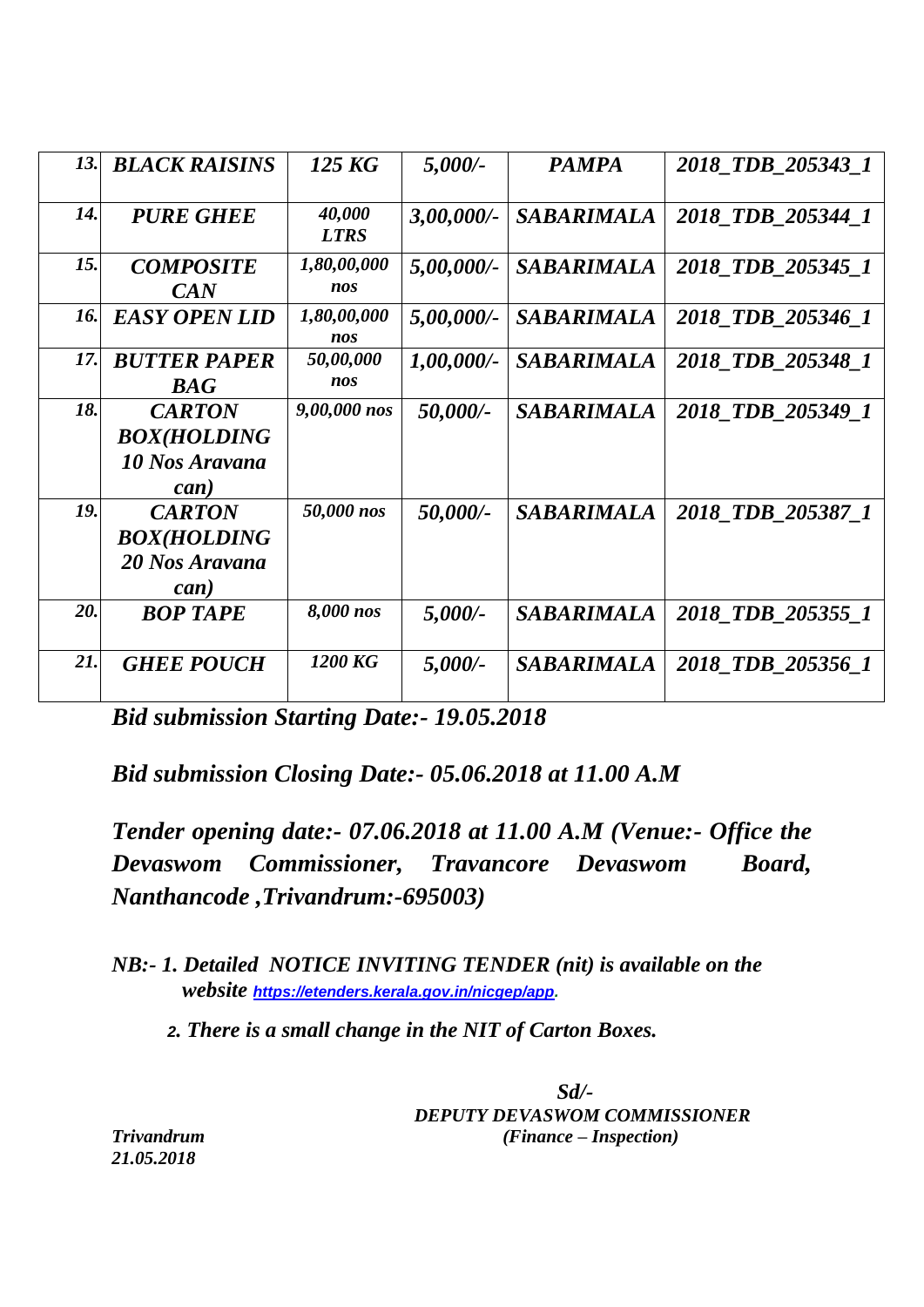| | | | | | |
|---|---|---|---|---|---|
| ***13.*** | ***BLACK RAISINS*** | ***125 KG*** | ***5,000/-*** | ***PAMPA*** | ***2018_TDB_205343_1*** |
| ***14.*** | ***PURE GHEE*** | ***40,000 LTRS*** | ***3,00,000/-*** | ***SABARIMALA*** | ***2018_TDB_205344_1*** |
| ***15.*** | ***COMPOSITE CAN*** | ***1,80,00,000 nos*** | ***5,00,000/-*** | ***SABARIMALA*** | ***2018_TDB_205345_1*** |
| ***16.*** | ***EASY OPEN LID*** | ***1,80,00,000 nos*** | ***5,00,000/-*** | ***SABARIMALA*** | ***2018_TDB_205346_1*** |
| ***17.*** | ***BUTTER PAPER BAG*** | ***50,00,000 nos*** | ***1,00,000/-*** | ***SABARIMALA*** | ***2018_TDB_205348_1*** |
| ***18.*** | ***CARTON BOX(HOLDING 10 Nos Aravana can)*** | ***9,00,000 nos*** | ***50,000/-*** | ***SABARIMALA*** | ***2018_TDB_205349_1*** |
| ***19.*** | ***CARTON BOX(HOLDING 20 Nos Aravana can)*** | ***50,000 nos*** | ***50,000/-*** | ***SABARIMALA*** | ***2018_TDB_205387_1*** |
| ***20.*** | ***BOP TAPE*** | ***8,000 nos*** | ***5,000/-*** | ***SABARIMALA*** | ***2018_TDB_205355_1*** |
| ***21.*** | ***GHEE POUCH*** | ***1200 KG*** | ***5,000/-*** | ***SABARIMALA*** | ***2018_TDB_205356_1*** |

***Bid submission Starting Date:- 19.05.2018***

***Bid submission Closing Date:- 05.06.2018 at 11.00 A.M***

***Tender opening date:- 07.06.2018 at 11.00 A.M (Venue:- Office the Devaswom Commissioner, Travancore Devaswom Board, Nanthancode ,Trivandrum:-695003)***

***NB:- 1. Detailed NOTICE INVITING TENDER (nit) is available on the website [https://etenders.kerala.gov.in/nicgep/app](https://etenders.kerala.gov.in/nicgep/app).***

***2. There is a small change in the NIT of Carton Boxes.***

***Sd/-***
***DEPUTY DEVASWOM COMMISSIONER***
***(Finance – Inspection)***

***Trivandrum***
***21.05.2018***